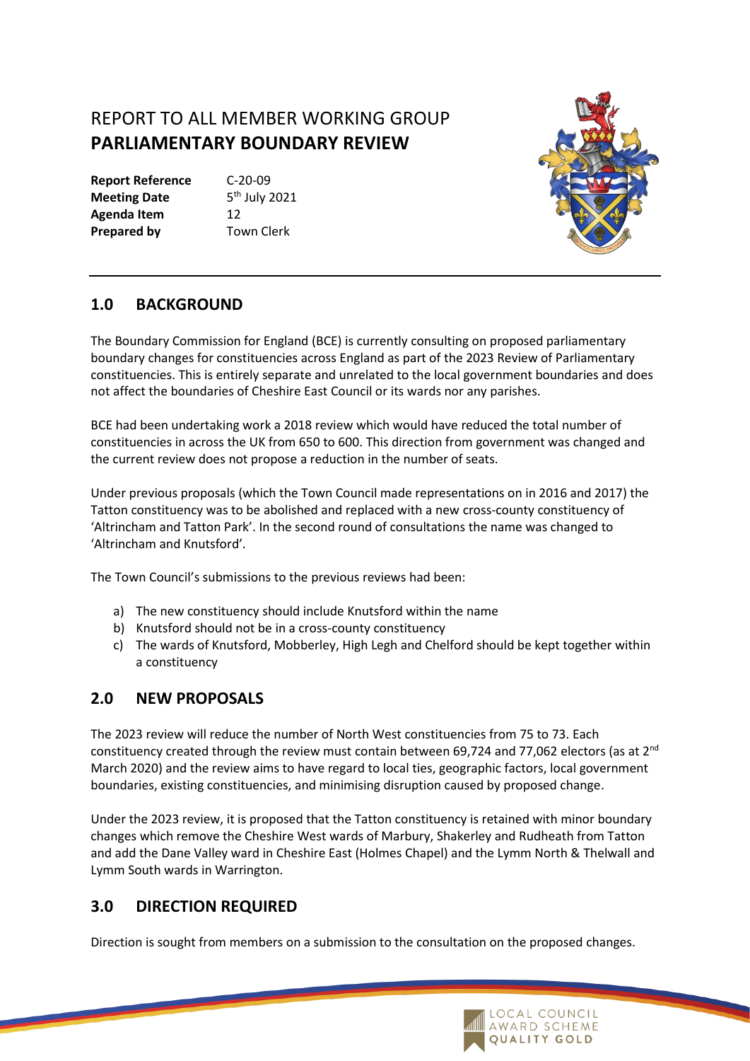# REPORT TO ALL MEMBER WORKING GROUP
# PARLIAMENTARY BOUNDARY REVIEW

**Report Reference** C-20-09
**Meeting Date** 5th July 2021
**Agenda Item** 12
**Prepared by** Town Clerk

## 1.0 BACKGROUND

The Boundary Commission for England (BCE) is currently consulting on proposed parliamentary boundary changes for constituencies across England as part of the 2023 Review of Parliamentary constituencies. This is entirely separate and unrelated to the local government boundaries and does not affect the boundaries of Cheshire East Council or its wards nor any parishes.

BCE had been undertaking work a 2018 review which would have reduced the total number of constituencies in across the UK from 650 to 600. This direction from government was changed and the current review does not propose a reduction in the number of seats.

Under previous proposals (which the Town Council made representations on in 2016 and 2017) the Tatton constituency was to be abolished and replaced with a new cross-county constituency of 'Altrincham and Tatton Park'. In the second round of consultations the name was changed to 'Altrincham and Knutsford'.

The Town Council's submissions to the previous reviews had been:

a) The new constituency should include Knutsford within the name
b) Knutsford should not be in a cross-county constituency
c) The wards of Knutsford, Mobberley, High Legh and Chelford should be kept together within a constituency

## 2.0 NEW PROPOSALS

The 2023 review will reduce the number of North West constituencies from 75 to 73. Each constituency created through the review must contain between 69,724 and 77,062 electors (as at 2nd March 2020) and the review aims to have regard to local ties, geographic factors, local government boundaries, existing constituencies, and minimising disruption caused by proposed change.

Under the 2023 review, it is proposed that the Tatton constituency is retained with minor boundary changes which remove the Cheshire West wards of Marbury, Shakerley and Rudheath from Tatton and add the Dane Valley ward in Cheshire East (Holmes Chapel) and the Lymm North & Thelwall and Lymm South wards in Warrington.

## 3.0 DIRECTION REQUIRED

Direction is sought from members on a submission to the consultation on the proposed changes.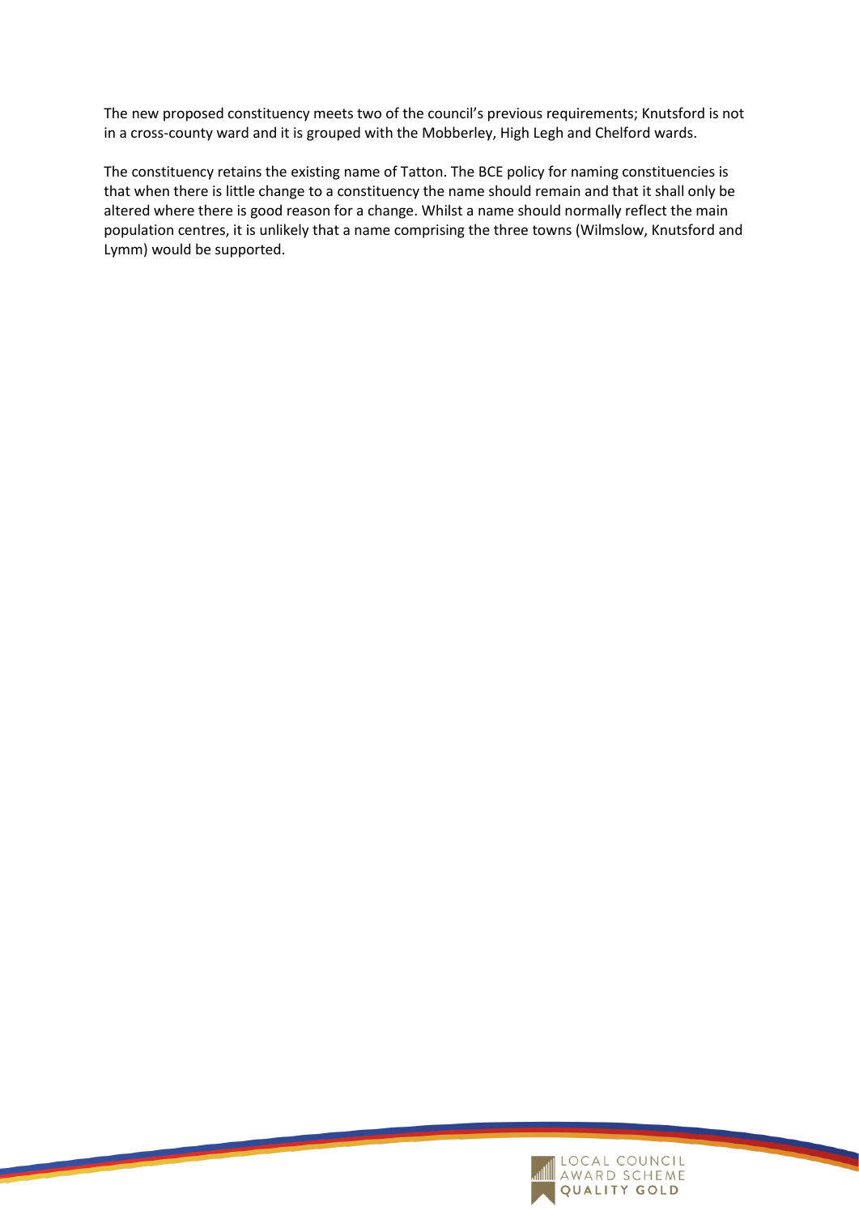The new proposed constituency meets two of the council's previous requirements; Knutsford is not in a cross-county ward and it is grouped with the Mobberley, High Legh and Chelford wards.

The constituency retains the existing name of Tatton. The BCE policy for naming constituencies is that when there is little change to a constituency the name should remain and that it shall only be altered where there is good reason for a change. Whilst a name should normally reflect the main population centres, it is unlikely that a name comprising the three towns (Wilmslow, Knutsford and Lymm) would be supported.